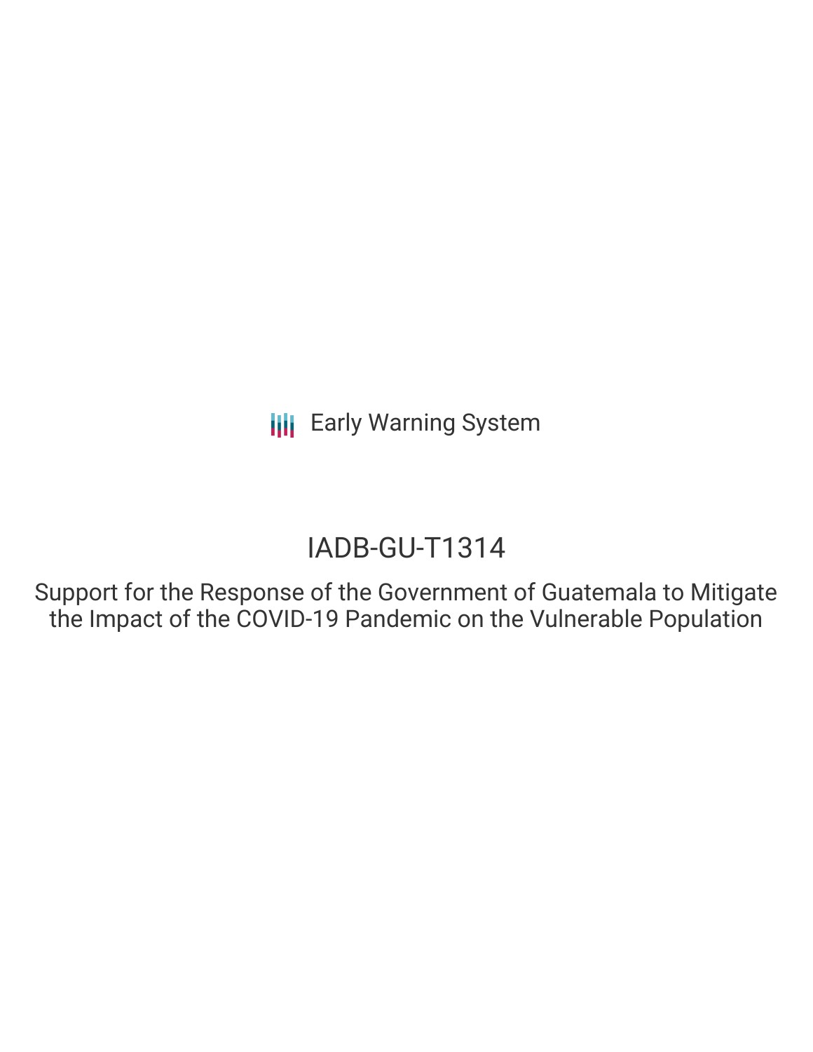Early Warning System

# IADB-GU-T1314

## Support for the Response of the Government of Guatemala to Mitigate the Impact of the COVID-19 Pandemic on the Vulnerable Population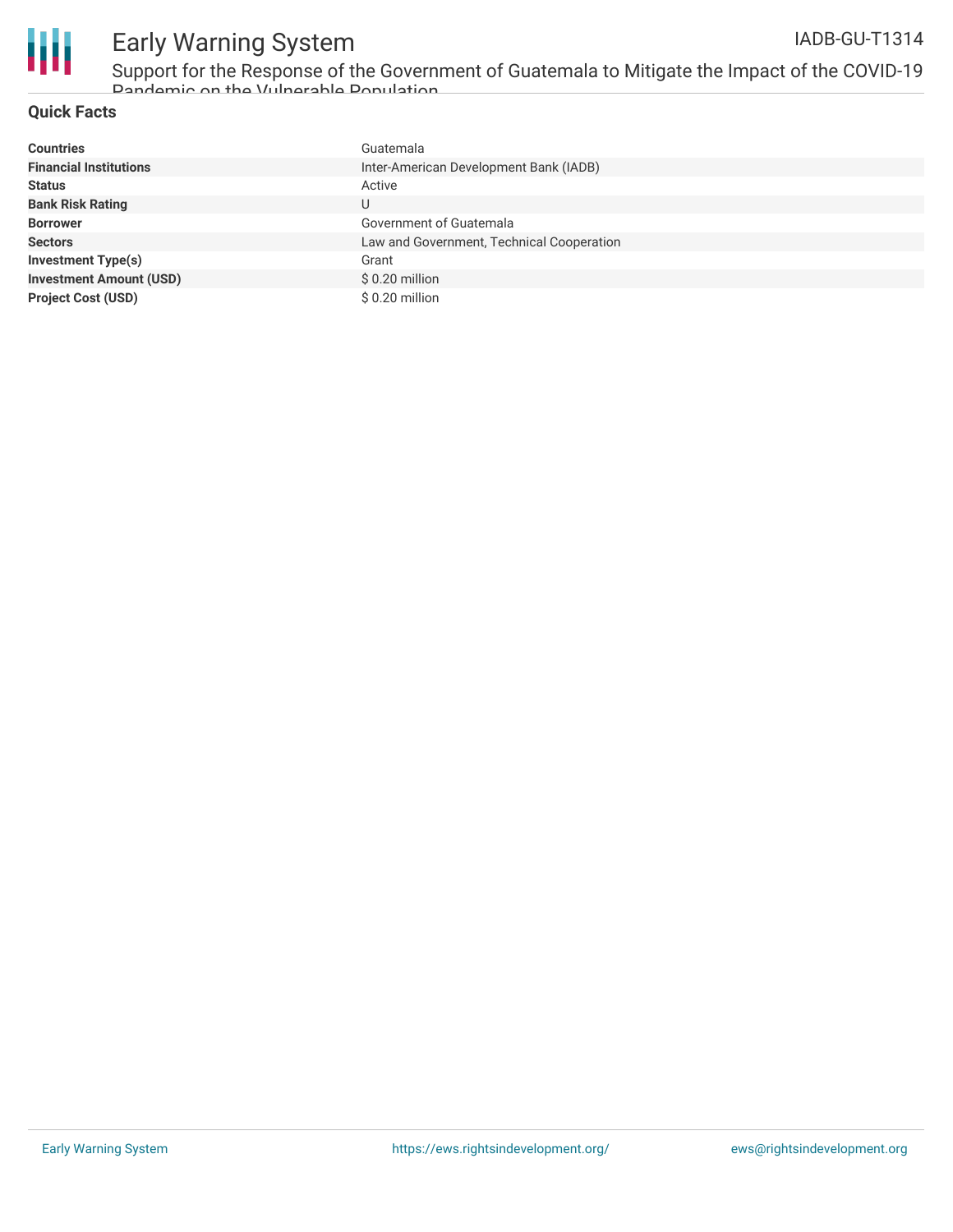## Quick Facts

| | |
|---|---|
| **Countries** | Guatemala |
| **Financial Institutions** | Inter-American Development Bank (IADB) |
| **Status** | Active |
| **Bank Risk Rating** | U |
| **Borrower** | Government of Guatemala |
| **Sectors** | Law and Government, Technical Cooperation |
| **Investment Type(s)** | Grant |
| **Investment Amount (USD)** | $ 0.20 million |
| **Project Cost (USD)** | $ 0.20 million |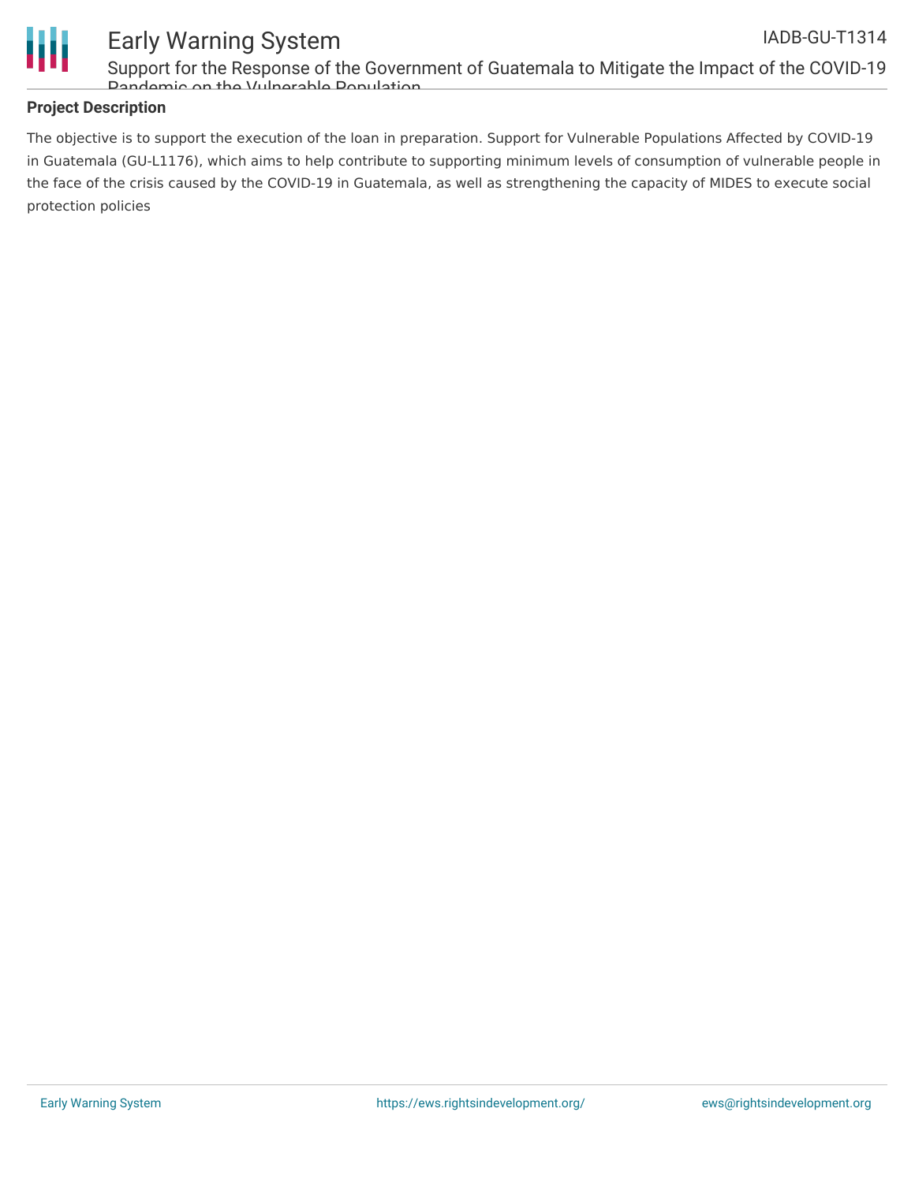## Project Description

The objective is to support the execution of the loan in preparation. Support for Vulnerable Populations Affected by COVID-19 in Guatemala (GU-L1176), which aims to help contribute to supporting minimum levels of consumption of vulnerable people in the face of the crisis caused by the COVID-19 in Guatemala, as well as strengthening the capacity of MIDES to execute social protection policies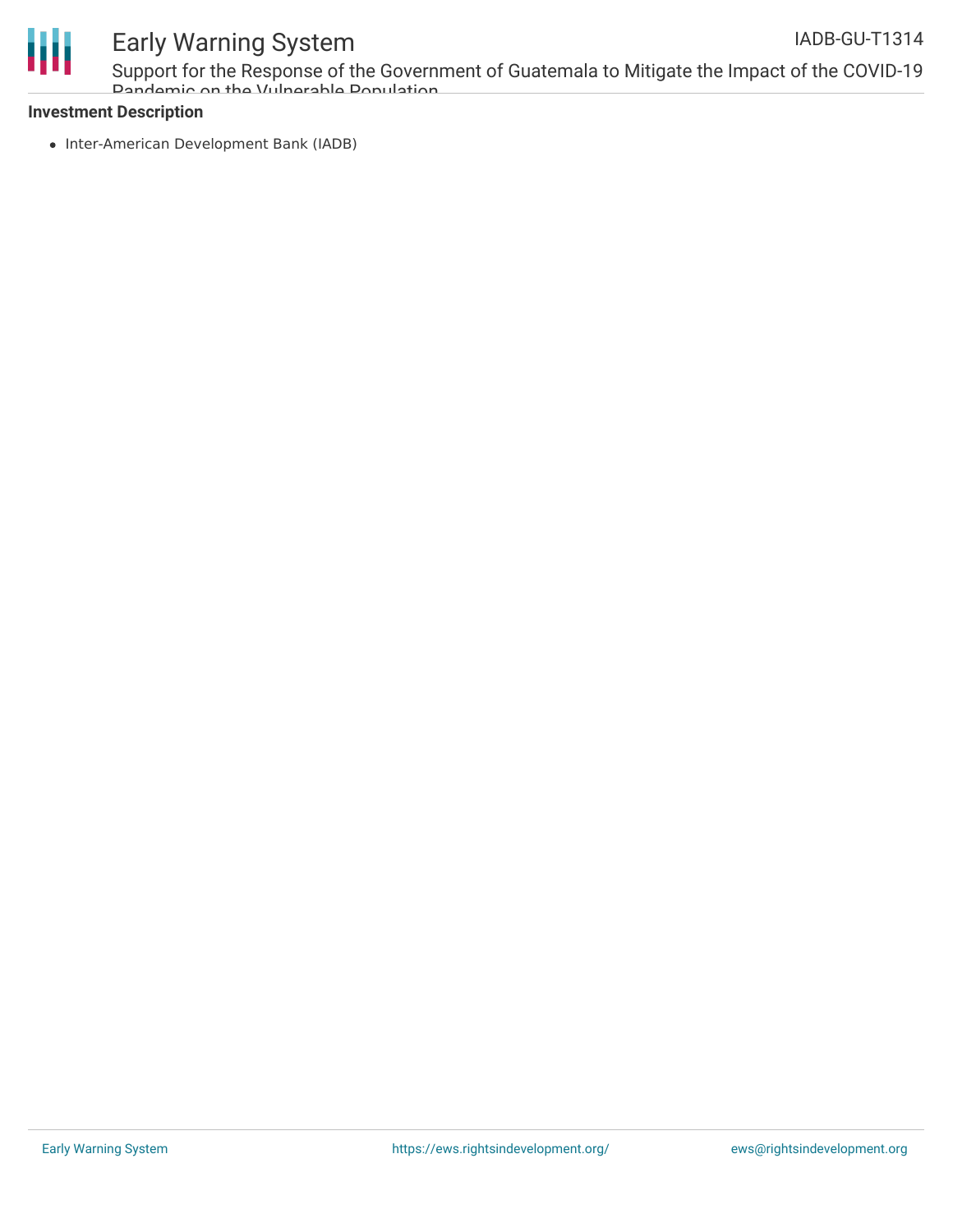**Investment Description**

- Inter-American Development Bank (IADB)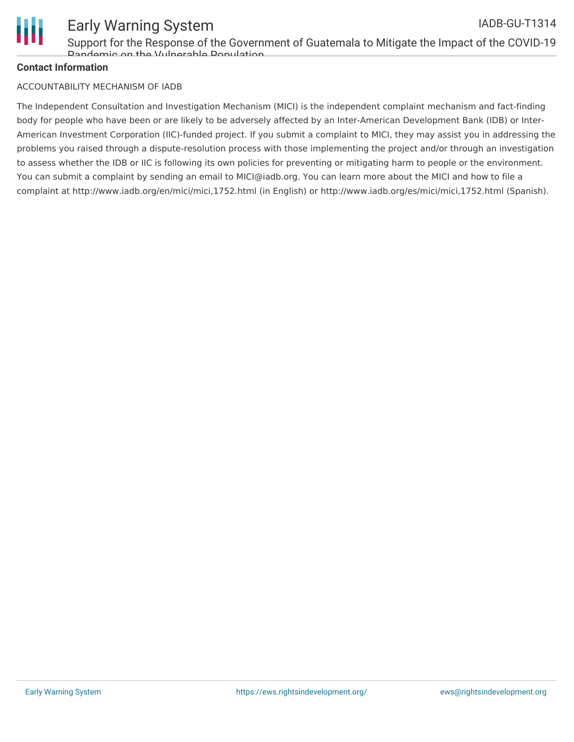**Contact Information**

ACCOUNTABILITY MECHANISM OF IADB

The Independent Consultation and Investigation Mechanism (MICI) is the independent complaint mechanism and fact-finding body for people who have been or are likely to be adversely affected by an Inter-American Development Bank (IDB) or Inter-American Investment Corporation (IIC)-funded project. If you submit a complaint to MICI, they may assist you in addressing the problems you raised through a dispute-resolution process with those implementing the project and/or through an investigation to assess whether the IDB or IIC is following its own policies for preventing or mitigating harm to people or the environment. You can submit a complaint by sending an email to MICI@iadb.org. You can learn more about the MICI and how to file a complaint at http://www.iadb.org/en/mici/mici,1752.html (in English) or http://www.iadb.org/es/mici/mici,1752.html (Spanish).